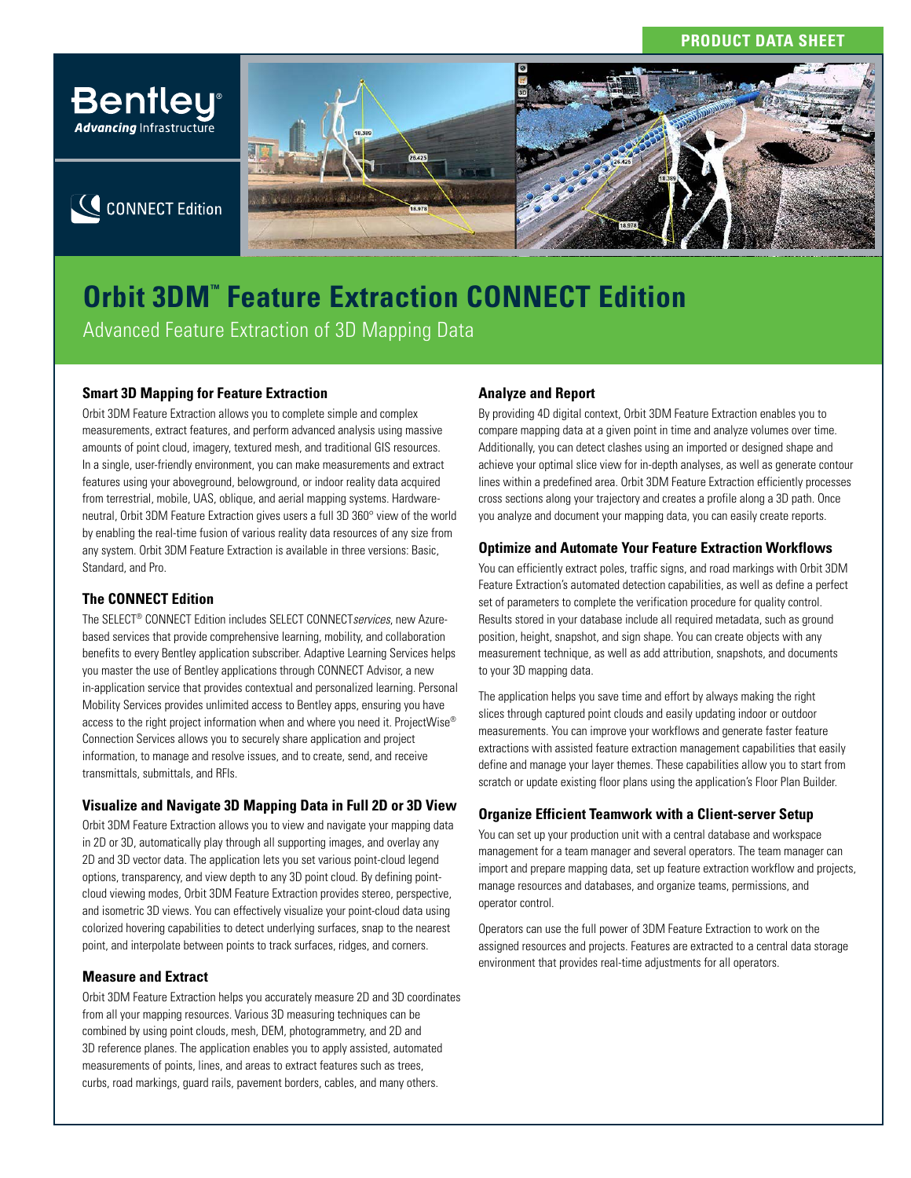PRODUCT DATA SHEET

# Orbit 3DM™ Feature Extraction CONNECT Edition

Advanced Feature Extraction of 3D Mapping Data

### Smart 3D Mapping for Feature Extraction

Orbit 3DM Feature Extraction allows you to complete simple and complex measurements, extract features, and perform advanced analysis using massive amounts of point cloud, imagery, textured mesh, and traditional GIS resources. In a single, user-friendly environment, you can make measurements and extract features using your aboveground, belowground, or indoor reality data acquired from terrestrial, mobile, UAS, oblique, and aerial mapping systems. Hardware-neutral, Orbit 3DM Feature Extraction gives users a full 3D 360° view of the world by enabling the real-time fusion of various reality data resources of any size from any system. Orbit 3DM Feature Extraction is available in three versions: Basic, Standard, and Pro.

### The CONNECT Edition

The SELECT® CONNECT Edition includes SELECT CONNECT*services*, new Azure-based services that provide comprehensive learning, mobility, and collaboration benefits to every Bentley application subscriber. Adaptive Learning Services helps you master the use of Bentley applications through CONNECT Advisor, a new in-application service that provides contextual and personalized learning. Personal Mobility Services provides unlimited access to Bentley apps, ensuring you have access to the right project information when and where you need it. ProjectWise® Connection Services allows you to securely share application and project information, to manage and resolve issues, and to create, send, and receive transmittals, submittals, and RFIs.

### Visualize and Navigate 3D Mapping Data in Full 2D or 3D View

Orbit 3DM Feature Extraction allows you to view and navigate your mapping data in 2D or 3D, automatically play through all supporting images, and overlay any 2D and 3D vector data. The application lets you set various point-cloud legend options, transparency, and view depth to any 3D point cloud. By defining point-cloud viewing modes, Orbit 3DM Feature Extraction provides stereo, perspective, and isometric 3D views. You can effectively visualize your point-cloud data using colorized hovering capabilities to detect underlying surfaces, snap to the nearest point, and interpolate between points to track surfaces, ridges, and corners.

### Measure and Extract

Orbit 3DM Feature Extraction helps you accurately measure 2D and 3D coordinates from all your mapping resources. Various 3D measuring techniques can be combined by using point clouds, mesh, DEM, photogrammetry, and 2D and 3D reference planes. The application enables you to apply assisted, automated measurements of points, lines, and areas to extract features such as trees, curbs, road markings, guard rails, pavement borders, cables, and many others.

### Analyze and Report

By providing 4D digital context, Orbit 3DM Feature Extraction enables you to compare mapping data at a given point in time and analyze volumes over time. Additionally, you can detect clashes using an imported or designed shape and achieve your optimal slice view for in-depth analyses, as well as generate contour lines within a predefined area. Orbit 3DM Feature Extraction efficiently processes cross sections along your trajectory and creates a profile along a 3D path. Once you analyze and document your mapping data, you can easily create reports.

### Optimize and Automate Your Feature Extraction Workflows

You can efficiently extract poles, traffic signs, and road markings with Orbit 3DM Feature Extraction's automated detection capabilities, as well as define a perfect set of parameters to complete the verification procedure for quality control. Results stored in your database include all required metadata, such as ground position, height, snapshot, and sign shape. You can create objects with any measurement technique, as well as add attribution, snapshots, and documents to your 3D mapping data.

The application helps you save time and effort by always making the right slices through captured point clouds and easily updating indoor or outdoor measurements. You can improve your workflows and generate faster feature extractions with assisted feature extraction management capabilities that easily define and manage your layer themes. These capabilities allow you to start from scratch or update existing floor plans using the application's Floor Plan Builder.

### Organize Efficient Teamwork with a Client-server Setup

You can set up your production unit with a central database and workspace management for a team manager and several operators. The team manager can import and prepare mapping data, set up feature extraction workflow and projects, manage resources and databases, and organize teams, permissions, and operator control.

Operators can use the full power of 3DM Feature Extraction to work on the assigned resources and projects. Features are extracted to a central data storage environment that provides real-time adjustments for all operators.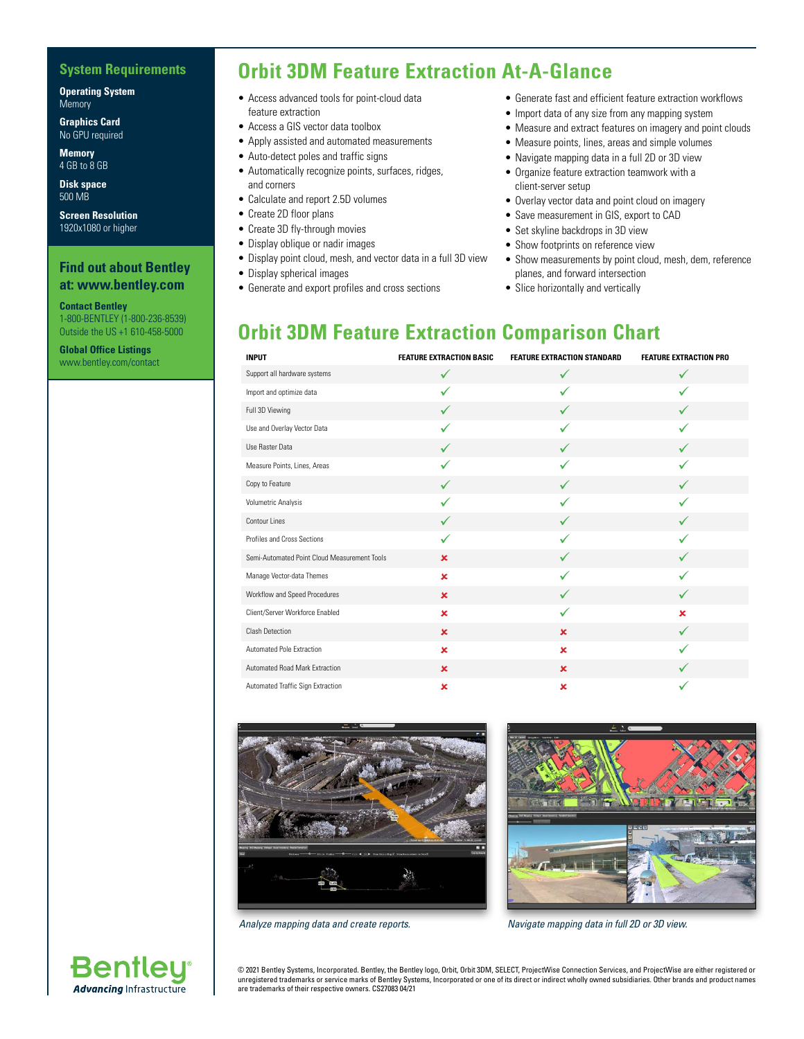## System Requirements

**Operating System**
Memory

**Graphics Card**
No GPU required

**Memory**
4 GB to 8 GB

**Disk space**
500 MB

**Screen Resolution**
1920x1080 or higher

## Find out about Bentley at: www.bentley.com

**Contact Bentley**
1-800-BENTLEY (1-800-236-8539)
Outside the US +1 610-458-5000

**Global Office Listings**
www.bentley.com/contact

# Orbit 3DM Feature Extraction At-A-Glance

- Access advanced tools for point-cloud data feature extraction
- Access a GIS vector data toolbox
- Apply assisted and automated measurements
- Auto-detect poles and traffic signs
- Automatically recognize points, surfaces, ridges, and corners
- Calculate and report 2.5D volumes
- Create 2D floor plans
- Create 3D fly-through movies
- Display oblique or nadir images
- Display point cloud, mesh, and vector data in a full 3D view
- Display spherical images
- Generate and export profiles and cross sections
- Generate fast and efficient feature extraction workflows
- Import data of any size from any mapping system
- Measure and extract features on imagery and point clouds
- Measure points, lines, areas and simple volumes
- Navigate mapping data in a full 2D or 3D view
- Organize feature extraction teamwork with a client-server setup
- Overlay vector data and point cloud on imagery
- Save measurement in GIS, export to CAD
- Set skyline backdrops in 3D view
- Show footprints on reference view
- Show measurements by point cloud, mesh, dem, reference planes, and forward intersection
- Slice horizontally and vertically

# Orbit 3DM Feature Extraction Comparison Chart

| INPUT | FEATURE EXTRACTION BASIC | FEATURE EXTRACTION STANDARD | FEATURE EXTRACTION PRO |
|---|---|---|---|
| Support all hardware systems | ✓ | ✓ | ✓ |
| Import and optimize data | ✓ | ✓ | ✓ |
| Full 3D Viewing | ✓ | ✓ | ✓ |
| Use and Overlay Vector Data | ✓ | ✓ | ✓ |
| Use Raster Data | ✓ | ✓ | ✓ |
| Measure Points, Lines, Areas | ✓ | ✓ | ✓ |
| Copy to Feature | ✓ | ✓ | ✓ |
| Volumetric Analysis | ✓ | ✓ | ✓ |
| Contour Lines | ✓ | ✓ | ✓ |
| Profiles and Cross Sections | ✓ | ✓ | ✓ |
| Semi-Automated Point Cloud Measurement Tools | ✗ | ✓ | ✓ |
| Manage Vector-data Themes | ✗ | ✓ | ✓ |
| Workflow and Speed Procedures | ✗ | ✓ | ✓ |
| Client/Server Workforce Enabled | ✗ | ✓ | ✗ |
| Clash Detection | ✗ | ✗ | ✓ |
| Automated Pole Extraction | ✗ | ✗ | ✓ |
| Automated Road Mark Extraction | ✗ | ✗ | ✓ |
| Automated Traffic Sign Extraction | ✗ | ✗ | ✓ |

*Analyze mapping data and create reports.*

*Navigate mapping data in full 2D or 3D view.*

Bentley® *Advancing* Infrastructure

© 2021 Bentley Systems, Incorporated. Bentley, the Bentley logo, Orbit, Orbit 3DM, SELECT, ProjectWise Connection Services, and ProjectWise are either registered or unregistered trademarks or service marks of Bentley Systems, Incorporated or one of its direct or indirect wholly owned subsidiaries. Other brands and product names are trademarks of their respective owners. CS27083 04/21